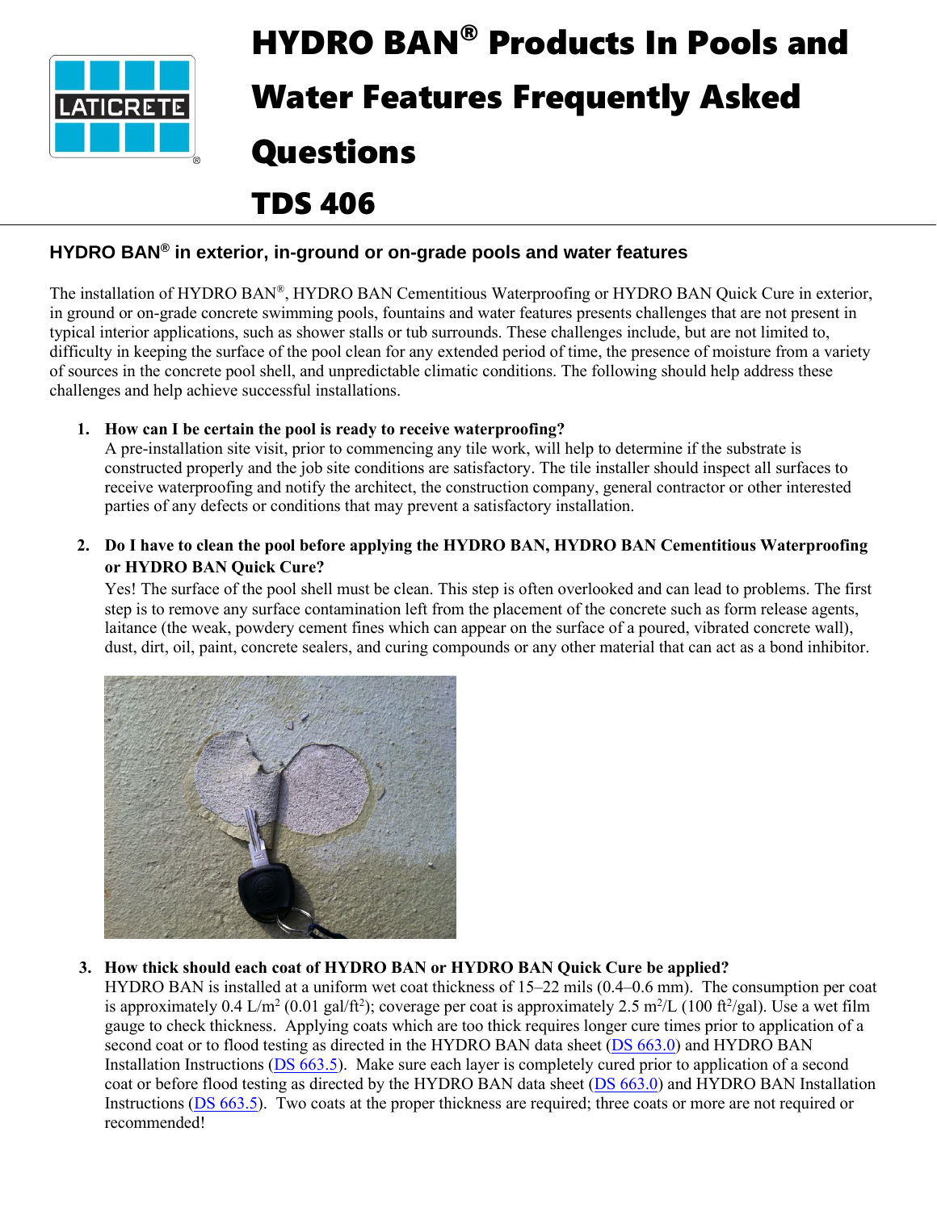# HYDRO BAN® Products In Pools and Water Features Frequently Asked Questions

# TDS 406

## HYDRO BAN® in exterior, in-ground or on-grade pools and water features

The installation of HYDRO BAN®, HYDRO BAN Cementitious Waterproofing or HYDRO BAN Quick Cure in exterior, in ground or on-grade concrete swimming pools, fountains and water features presents challenges that are not present in typical interior applications, such as shower stalls or tub surrounds. These challenges include, but are not limited to, difficulty in keeping the surface of the pool clean for any extended period of time, the presence of moisture from a variety of sources in the concrete pool shell, and unpredictable climatic conditions. The following should help address these challenges and help achieve successful installations.

1. **How can I be certain the pool is ready to receive waterproofing?**
   A pre-installation site visit, prior to commencing any tile work, will help to determine if the substrate is constructed properly and the job site conditions are satisfactory. The tile installer should inspect all surfaces to receive waterproofing and notify the architect, the construction company, general contractor or other interested parties of any defects or conditions that may prevent a satisfactory installation.

2. **Do I have to clean the pool before applying the HYDRO BAN, HYDRO BAN Cementitious Waterproofing or HYDRO BAN Quick Cure?**
   Yes! The surface of the pool shell must be clean. This step is often overlooked and can lead to problems. The first step is to remove any surface contamination left from the placement of the concrete such as form release agents, laitance (the weak, powdery cement fines which can appear on the surface of a poured, vibrated concrete wall), dust, dirt, oil, paint, concrete sealers, and curing compounds or any other material that can act as a bond inhibitor.

3. **How thick should each coat of HYDRO BAN or HYDRO BAN Quick Cure be applied?**
   HYDRO BAN is installed at a uniform wet coat thickness of 15–22 mils (0.4–0.6 mm). The consumption per coat is approximately 0.4 L/m² (0.01 gal/ft²); coverage per coat is approximately 2.5 m²/L (100 ft²/gal). Use a wet film gauge to check thickness. Applying coats which are too thick requires longer cure times prior to application of a second coat or to flood testing as directed in the HYDRO BAN data sheet (DS 663.0) and HYDRO BAN Installation Instructions (DS 663.5). Make sure each layer is completely cured prior to application of a second coat or before flood testing as directed by the HYDRO BAN data sheet (DS 663.0) and HYDRO BAN Installation Instructions (DS 663.5). Two coats at the proper thickness are required; three coats or more are not required or recommended!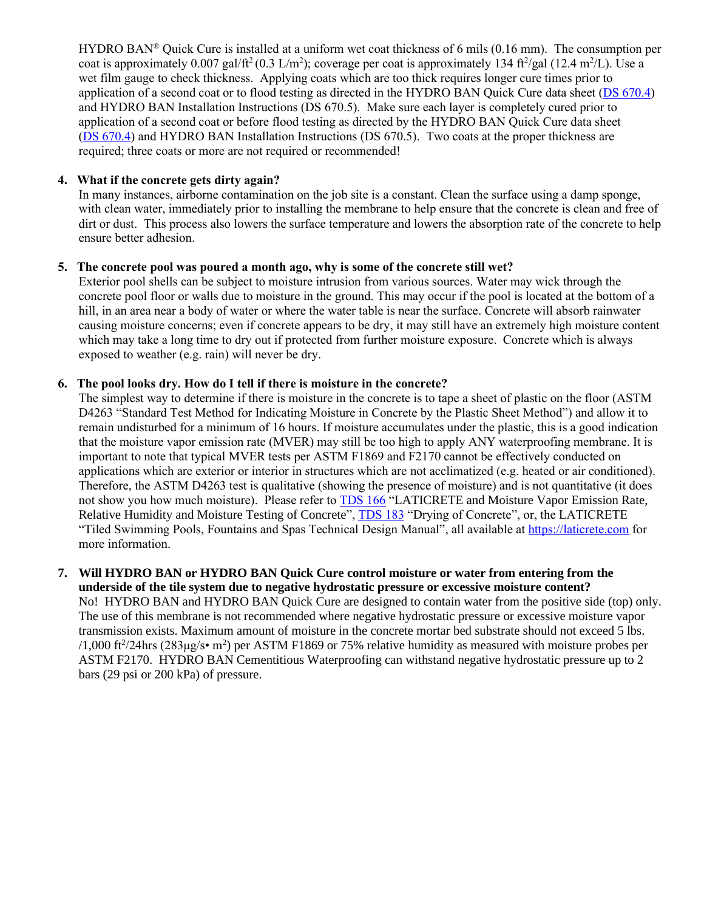HYDRO BAN® Quick Cure is installed at a uniform wet coat thickness of 6 mils (0.16 mm). The consumption per coat is approximately 0.007 gal/ft$^2$ (0.3 L/m$^2$); coverage per coat is approximately 134 ft$^2$/gal (12.4 m$^2$/L). Use a wet film gauge to check thickness. Applying coats which are too thick requires longer cure times prior to application of a second coat or to flood testing as directed in the HYDRO BAN Quick Cure data sheet (DS 670.4) and HYDRO BAN Installation Instructions (DS 670.5). Make sure each layer is completely cured prior to application of a second coat or before flood testing as directed by the HYDRO BAN Quick Cure data sheet (DS 670.4) and HYDRO BAN Installation Instructions (DS 670.5). Two coats at the proper thickness are required; three coats or more are not required or recommended!

4. **What if the concrete gets dirty again?**
   In many instances, airborne contamination on the job site is a constant. Clean the surface using a damp sponge, with clean water, immediately prior to installing the membrane to help ensure that the concrete is clean and free of dirt or dust. This process also lowers the surface temperature and lowers the absorption rate of the concrete to help ensure better adhesion.

5. **The concrete pool was poured a month ago, why is some of the concrete still wet?**
   Exterior pool shells can be subject to moisture intrusion from various sources. Water may wick through the concrete pool floor or walls due to moisture in the ground. This may occur if the pool is located at the bottom of a hill, in an area near a body of water or where the water table is near the surface. Concrete will absorb rainwater causing moisture concerns; even if concrete appears to be dry, it may still have an extremely high moisture content which may take a long time to dry out if protected from further moisture exposure. Concrete which is always exposed to weather (e.g. rain) will never be dry.

6. **The pool looks dry. How do I tell if there is moisture in the concrete?**
   The simplest way to determine if there is moisture in the concrete is to tape a sheet of plastic on the floor (ASTM D4263 "Standard Test Method for Indicating Moisture in Concrete by the Plastic Sheet Method") and allow it to remain undisturbed for a minimum of 16 hours. If moisture accumulates under the plastic, this is a good indication that the moisture vapor emission rate (MVER) may still be too high to apply ANY waterproofing membrane. It is important to note that typical MVER tests per ASTM F1869 and F2170 cannot be effectively conducted on applications which are exterior or interior in structures which are not acclimatized (e.g. heated or air conditioned). Therefore, the ASTM D4263 test is qualitative (showing the presence of moisture) and is not quantitative (it does not show you how much moisture). Please refer to TDS 166 "LATICRETE and Moisture Vapor Emission Rate, Relative Humidity and Moisture Testing of Concrete", TDS 183 "Drying of Concrete", or, the LATICRETE "Tiled Swimming Pools, Fountains and Spas Technical Design Manual", all available at https://laticrete.com for more information.

7. **Will HYDRO BAN or HYDRO BAN Quick Cure control moisture or water from entering from the underside of the tile system due to negative hydrostatic pressure or excessive moisture content?**
   No! HYDRO BAN and HYDRO BAN Quick Cure are designed to contain water from the positive side (top) only. The use of this membrane is not recommended where negative hydrostatic pressure or excessive moisture vapor transmission exists. Maximum amount of moisture in the concrete mortar bed substrate should not exceed 5 lbs. /1,000 ft$^2$/24hrs (283μg/s• m$^2$) per ASTM F1869 or 75% relative humidity as measured with moisture probes per ASTM F2170. HYDRO BAN Cementitious Waterproofing can withstand negative hydrostatic pressure up to 2 bars (29 psi or 200 kPa) of pressure.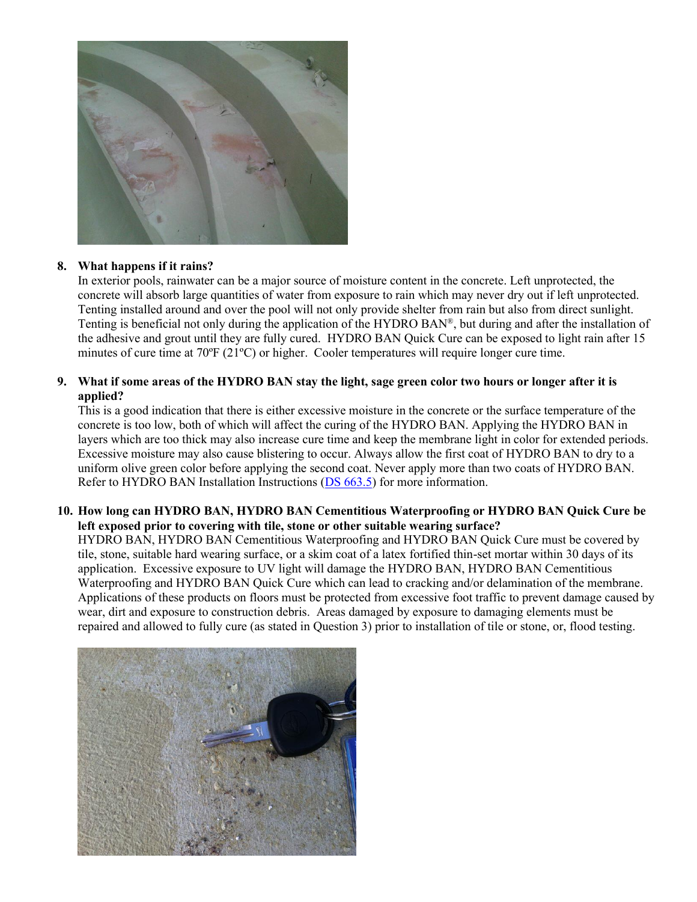8. **What happens if it rains?**
   In exterior pools, rainwater can be a major source of moisture content in the concrete. Left unprotected, the concrete will absorb large quantities of water from exposure to rain which may never dry out if left unprotected. Tenting installed around and over the pool will not only provide shelter from rain but also from direct sunlight. Tenting is beneficial not only during the application of the HYDRO BAN®, but during and after the installation of the adhesive and grout until they are fully cured. HYDRO BAN Quick Cure can be exposed to light rain after 15 minutes of cure time at 70ºF (21ºC) or higher. Cooler temperatures will require longer cure time.

9. **What if some areas of the HYDRO BAN stay the light, sage green color two hours or longer after it is applied?**
   This is a good indication that there is either excessive moisture in the concrete or the surface temperature of the concrete is too low, both of which will affect the curing of the HYDRO BAN. Applying the HYDRO BAN in layers which are too thick may also increase cure time and keep the membrane light in color for extended periods. Excessive moisture may also cause blistering to occur. Always allow the first coat of HYDRO BAN to dry to a uniform olive green color before applying the second coat. Never apply more than two coats of HYDRO BAN. Refer to HYDRO BAN Installation Instructions (DS 663.5) for more information.

10. **How long can HYDRO BAN, HYDRO BAN Cementitious Waterproofing or HYDRO BAN Quick Cure be left exposed prior to covering with tile, stone or other suitable wearing surface?**
    HYDRO BAN, HYDRO BAN Cementitious Waterproofing and HYDRO BAN Quick Cure must be covered by tile, stone, suitable hard wearing surface, or a skim coat of a latex fortified thin-set mortar within 30 days of its application. Excessive exposure to UV light will damage the HYDRO BAN, HYDRO BAN Cementitious Waterproofing and HYDRO BAN Quick Cure which can lead to cracking and/or delamination of the membrane. Applications of these products on floors must be protected from excessive foot traffic to prevent damage caused by wear, dirt and exposure to construction debris. Areas damaged by exposure to damaging elements must be repaired and allowed to fully cure (as stated in Question 3) prior to installation of tile or stone, or, flood testing.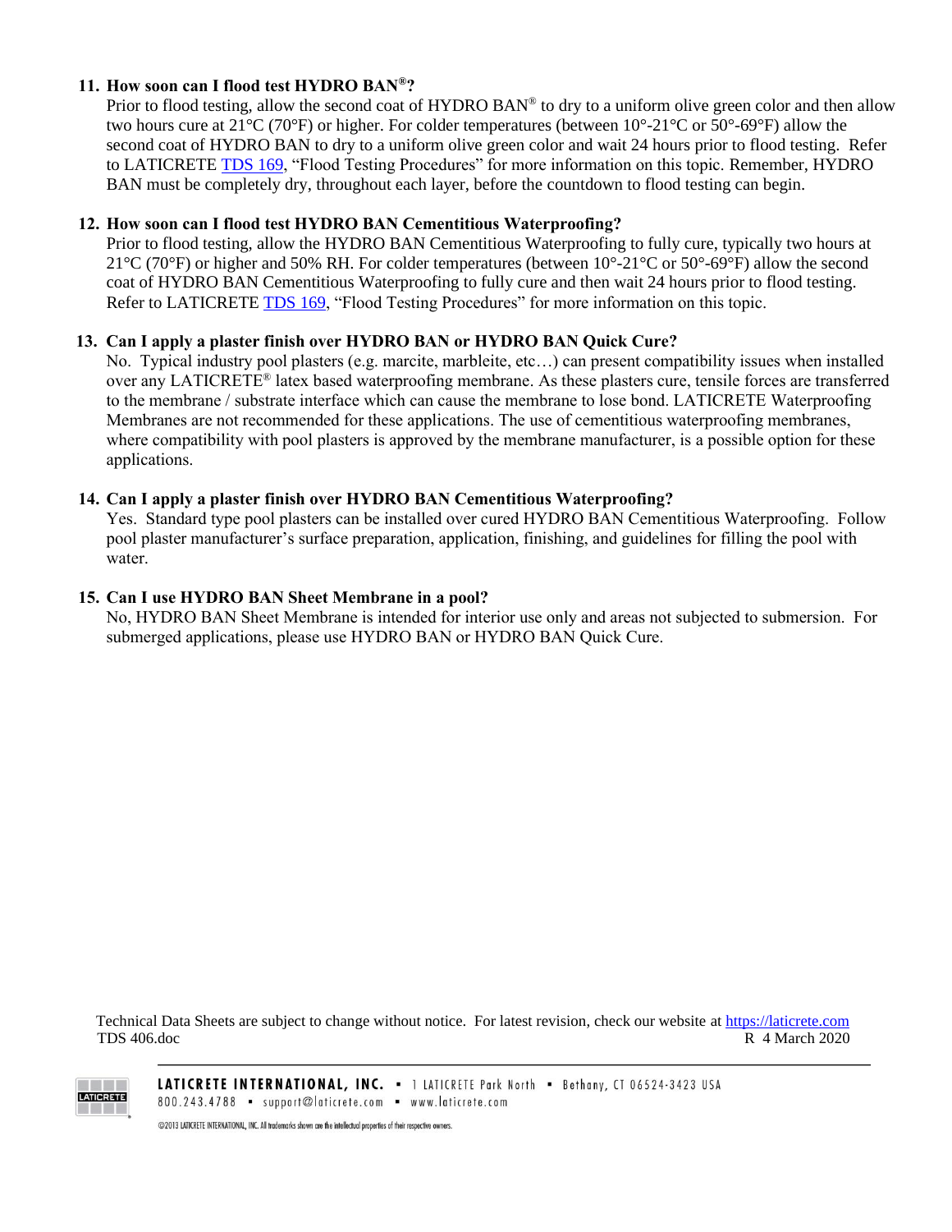11. **How soon can I flood test HYDRO BAN®?**
    Prior to flood testing, allow the second coat of HYDRO BAN® to dry to a uniform olive green color and then allow two hours cure at 21°C (70°F) or higher. For colder temperatures (between 10°-21°C or 50°-69°F) allow the second coat of HYDRO BAN to dry to a uniform olive green color and wait 24 hours prior to flood testing. Refer to LATICRETE TDS 169, "Flood Testing Procedures" for more information on this topic. Remember, HYDRO BAN must be completely dry, throughout each layer, before the countdown to flood testing can begin.

12. **How soon can I flood test HYDRO BAN Cementitious Waterproofing?**
    Prior to flood testing, allow the HYDRO BAN Cementitious Waterproofing to fully cure, typically two hours at 21°C (70°F) or higher and 50% RH. For colder temperatures (between 10°-21°C or 50°-69°F) allow the second coat of HYDRO BAN Cementitious Waterproofing to fully cure and then wait 24 hours prior to flood testing. Refer to LATICRETE TDS 169, "Flood Testing Procedures" for more information on this topic.

13. **Can I apply a plaster finish over HYDRO BAN or HYDRO BAN Quick Cure?**
    No. Typical industry pool plasters (e.g. marcite, marbleite, etc…) can present compatibility issues when installed over any LATICRETE® latex based waterproofing membrane. As these plasters cure, tensile forces are transferred to the membrane / substrate interface which can cause the membrane to lose bond. LATICRETE Waterproofing Membranes are not recommended for these applications. The use of cementitious waterproofing membranes, where compatibility with pool plasters is approved by the membrane manufacturer, is a possible option for these applications.

14. **Can I apply a plaster finish over HYDRO BAN Cementitious Waterproofing?**
    Yes. Standard type pool plasters can be installed over cured HYDRO BAN Cementitious Waterproofing. Follow pool plaster manufacturer's surface preparation, application, finishing, and guidelines for filling the pool with water.

15. **Can I use HYDRO BAN Sheet Membrane in a pool?**
    No, HYDRO BAN Sheet Membrane is intended for interior use only and areas not subjected to submersion. For submerged applications, please use HYDRO BAN or HYDRO BAN Quick Cure.

Technical Data Sheets are subject to change without notice. For latest revision, check our website at https://laticrete.com
TDS 406.doc R 4 March 2020

**LATICRETE INTERNATIONAL, INC.** ▪ 1 LATICRETE Park North ▪ Bethany, CT 06524-3423 USA
800.243.4788 ▪ support@laticrete.com ▪ www.laticrete.com

©2013 LATICRETE INTERNATIONAL, INC. All trademarks shown are the intellectual properties of their respective owners.